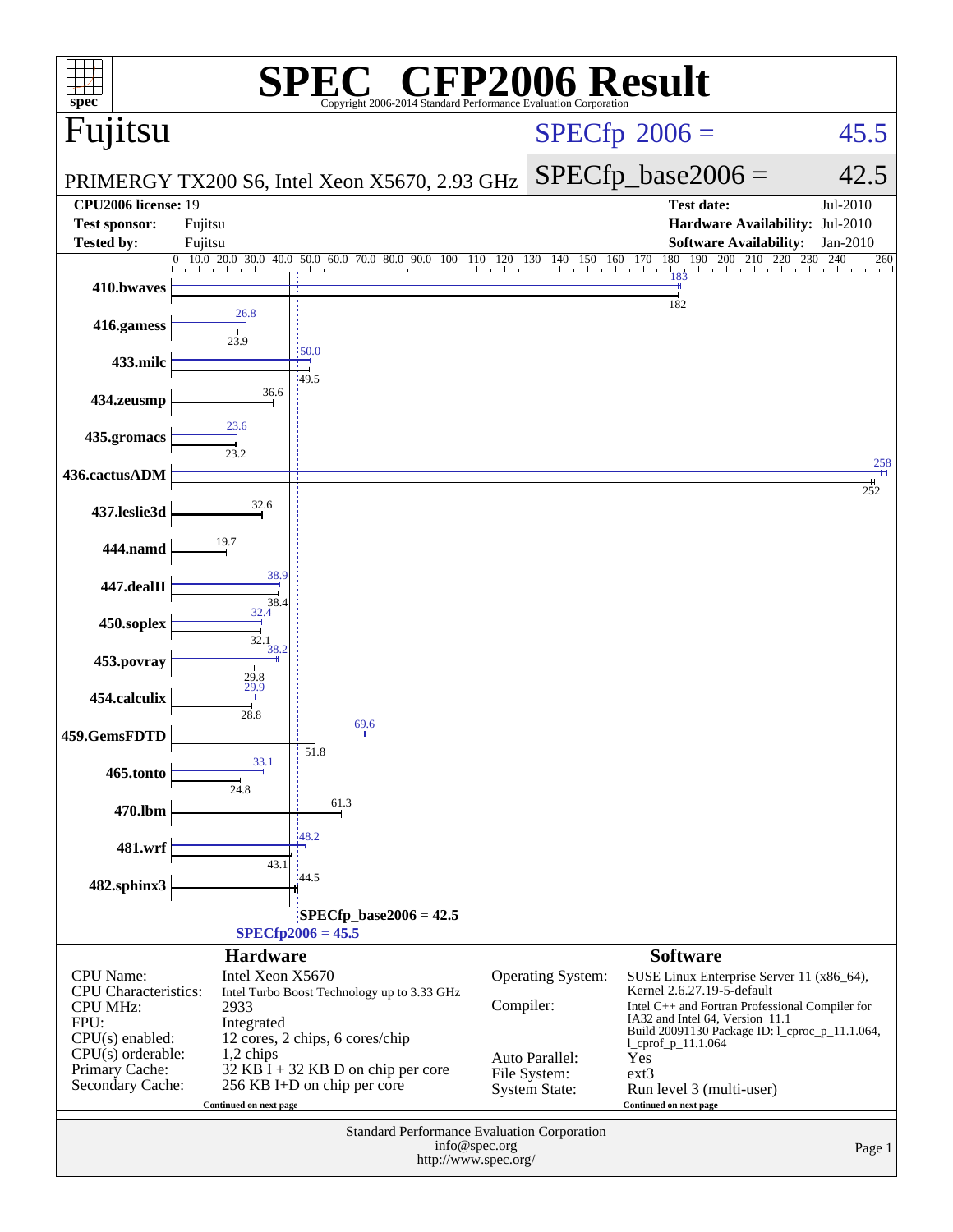# SPEC CFP2006 Result

Copyright 2006-2014 Standard Performance Evaluation Corporation

## Fujitsu

PRIMERGY TX200 S6, Intel Xeon X5670, 2.93 GHz

SPECfp 2006 = 45.5

SPECfp_base2006 = 42.5

| | | | |
|---|---|---|---|
| **CPU2006 license:** | 19 | **Test date:** | Jul-2010 |
| **Test sponsor:** | Fujitsu | **Hardware Availability:** | Jul-2010 |
| **Tested by:** | Fujitsu | **Software Availability:** | Jan-2010 |

| Benchmark | Peak | Base |
|---|---|---|
| 410.bwaves | 183 | 182 |
| 416.gamess | 26.8 | 23.9 |
| 433.milc | 50.0 | 49.5 |
| 434.zeusmp | | 36.6 |
| 435.gromacs | 23.6 | 23.2 |
| 436.cactusADM | 258 | 252 |
| 437.leslie3d | | 32.6 |
| 444.namd | | 19.7 |
| 447.dealII | 38.9 | 38.4 |
| 450.soplex | 32.4 | 32.1 |
| 453.povray | 38.2 | 29.8 |
| 454.calculix | 29.9 | 28.8 |
| 459.GemsFDTD | 69.6 | 51.8 |
| 465.tonto | 33.1 | 24.8 |
| 470.lbm | | 61.3 |
| 481.wrf | 48.2 | 43.1 |
| 482.sphinx3 | | 44.5 |

SPECfp_base2006 = 42.5

SPECfp2006 = 45.5

## Hardware

| | |
|---|---|
| CPU Name: | Intel Xeon X5670 |
| CPU Characteristics: | Intel Turbo Boost Technology up to 3.33 GHz |
| CPU MHz: | 2933 |
| FPU: | Integrated |
| CPU(s) enabled: | 12 cores, 2 chips, 6 cores/chip |
| CPU(s) orderable: | 1,2 chips |
| Primary Cache: | 32 KB I + 32 KB D on chip per core |
| Secondary Cache: | 256 KB I+D on chip per core |

Continued on next page

## Software

| | |
|---|---|
| Operating System: | SUSE Linux Enterprise Server 11 (x86_64), Kernel 2.6.27.19-5-default |
| Compiler: | Intel C++ and Fortran Professional Compiler for IA32 and Intel 64, Version 11.1 Build 20091130 Package ID: l_cproc_p_11.1.064, l_cprof_p_11.1.064 |
| Auto Parallel: | Yes |
| File System: | ext3 |
| System State: | Run level 3 (multi-user) |

Continued on next page

Standard Performance Evaluation Corporation
info@spec.org
http://www.spec.org/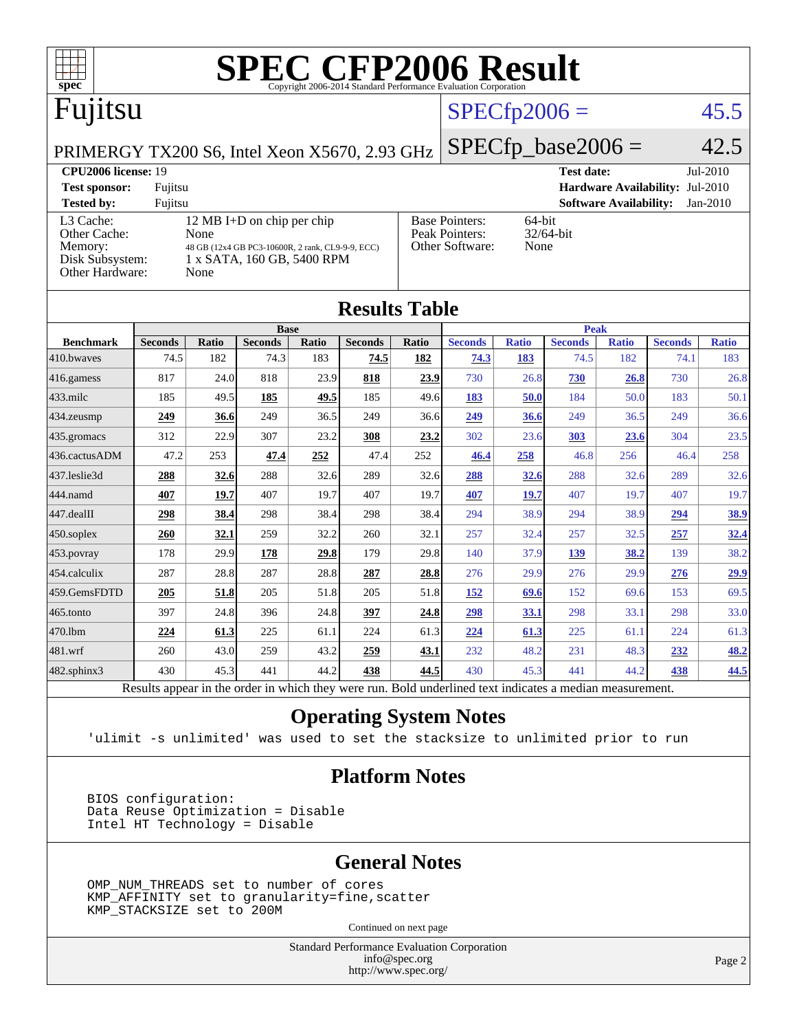# SPEC CFP2006 Result

Copyright 2006-2014 Standard Performance Evaluation Corporation

## Fujitsu

PRIMERGY TX200 S6, Intel Xeon X5670, 2.93 GHz

SPECfp2006 = 45.5

SPECfp_base2006 = 42.5

| | | | |
|---|---|---|---|
| **CPU2006 license:** 19 | | **Test date:** | Jul-2010 |
| **Test sponsor:** | Fujitsu | **Hardware Availability:** | Jul-2010 |
| **Tested by:** | Fujitsu | **Software Availability:** | Jan-2010 |

| | |
|---|---|
| L3 Cache: | 12 MB I+D on chip per chip |
| Other Cache: | None |
| Memory: | 48 GB (12x4 GB PC3-10600R, 2 rank, CL9-9-9, ECC) |
| Disk Subsystem: | 1 x SATA, 160 GB, 5400 RPM |
| Other Hardware: | None |

| | |
|---|---|
| Base Pointers: | 64-bit |
| Peak Pointers: | 32/64-bit |
| Other Software: | None |

## Results Table

| Benchmark | Base | | | | | | Peak | | | | | |
|---|---|---|---|---|---|---|---|---|---|---|---|---|
| | Seconds | Ratio | Seconds | Ratio | Seconds | Ratio | Seconds | Ratio | Seconds | Ratio | Seconds | Ratio |
| 410.bwaves | 74.5 | 182 | 74.3 | 183 | **74.5** | **182** | **74.3** | **183** | 74.5 | 182 | 74.1 | 183 |
| 416.gamess | 817 | 24.0 | 818 | 23.9 | **818** | **23.9** | 730 | 26.8 | **730** | **26.8** | 730 | 26.8 |
| 433.milc | 185 | 49.5 | **185** | **49.5** | 185 | 49.6 | **183** | **50.0** | 184 | 50.0 | 183 | 50.1 |
| 434.zeusmp | **249** | **36.6** | 249 | 36.5 | 249 | 36.6 | **249** | **36.6** | 249 | 36.5 | 249 | 36.6 |
| 435.gromacs | 312 | 22.9 | 307 | 23.2 | **308** | **23.2** | 302 | 23.6 | **303** | **23.6** | 304 | 23.5 |
| 436.cactusADM | 47.2 | 253 | **47.4** | **252** | 47.4 | 252 | **46.4** | **258** | 46.8 | 256 | 46.4 | 258 |
| 437.leslie3d | **288** | **32.6** | 288 | 32.6 | 289 | 32.6 | **288** | **32.6** | 288 | 32.6 | 289 | 32.6 |
| 444.namd | **407** | **19.7** | 407 | 19.7 | 407 | 19.7 | **407** | **19.7** | 407 | 19.7 | 407 | 19.7 |
| 447.dealII | **298** | **38.4** | 298 | 38.4 | 298 | 38.4 | 294 | 38.9 | 294 | 38.9 | **294** | **38.9** |
| 450.soplex | **260** | **32.1** | 259 | 32.2 | 260 | 32.1 | 257 | 32.4 | 257 | 32.5 | **257** | **32.4** |
| 453.povray | 178 | 29.9 | **178** | **29.8** | 179 | 29.8 | 140 | 37.9 | **139** | **38.2** | 139 | 38.2 |
| 454.calculix | 287 | 28.8 | 287 | 28.8 | **287** | **28.8** | 276 | 29.9 | 276 | 29.9 | **276** | **29.9** |
| 459.GemsFDTD | **205** | **51.8** | 205 | 51.8 | 205 | 51.8 | **152** | **69.6** | 152 | 69.6 | 153 | 69.5 |
| 465.tonto | 397 | 24.8 | 396 | 24.8 | **397** | **24.8** | **298** | **33.1** | 298 | 33.1 | 298 | 33.0 |
| 470.lbm | **224** | **61.3** | 225 | 61.1 | 224 | 61.3 | **224** | **61.3** | 225 | 61.1 | 224 | 61.3 |
| 481.wrf | 260 | 43.0 | 259 | 43.2 | **259** | **43.1** | 232 | 48.2 | 231 | 48.3 | **232** | **48.2** |
| 482.sphinx3 | 430 | 45.3 | 441 | 44.2 | **438** | **44.5** | 430 | 45.3 | 441 | 44.2 | **438** | **44.5** |

Results appear in the order in which they were run. Bold underlined text indicates a median measurement.

## Operating System Notes

```
'ulimit -s unlimited' was used to set the stacksize to unlimited prior to run
```

## Platform Notes

```
BIOS configuration:
Data Reuse Optimization = Disable
Intel HT Technology = Disable
```

## General Notes

```
OMP_NUM_THREADS set to number of cores
KMP_AFFINITY set to granularity=fine,scatter
KMP_STACKSIZE set to 200M
```

Continued on next page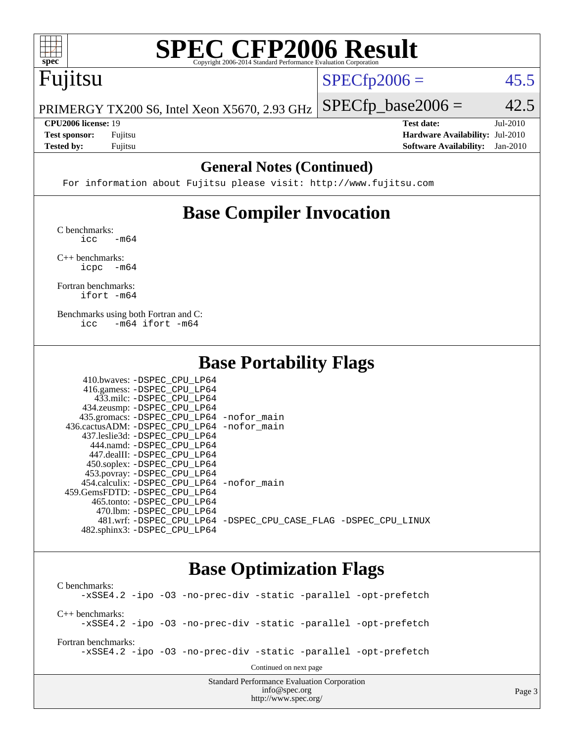# SPEC CFP2006 Result

Copyright 2006-2014 Standard Performance Evaluation Corporation

## Fujitsu

PRIMERGY TX200 S6, Intel Xeon X5670, 2.93 GHz

SPECfp2006 = 45.5

SPECfp_base2006 = 42.5

| | | | |
|---|---|---|---|
| **CPU2006 license:** | 19 | **Test date:** | Jul-2010 |
| **Test sponsor:** | Fujitsu | **Hardware Availability:** | Jul-2010 |
| **Tested by:** | Fujitsu | **Software Availability:** | Jan-2010 |

## General Notes (Continued)

```
For information about Fujitsu please visit: http://www.fujitsu.com
```

## Base Compiler Invocation

C benchmarks:
```
icc   -m64
```

C++ benchmarks:
```
icpc  -m64
```

Fortran benchmarks:
```
ifort -m64
```

Benchmarks using both Fortran and C:
```
icc   -m64 ifort -m64
```

## Base Portability Flags

```
   410.bwaves: -DSPEC_CPU_LP64
   416.gamess: -DSPEC_CPU_LP64
     433.milc: -DSPEC_CPU_LP64
   434.zeusmp: -DSPEC_CPU_LP64
  435.gromacs: -DSPEC_CPU_LP64 -nofor_main
436.cactusADM: -DSPEC_CPU_LP64 -nofor_main
  437.leslie3d: -DSPEC_CPU_LP64
     444.namd: -DSPEC_CPU_LP64
   447.dealII: -DSPEC_CPU_LP64
   450.soplex: -DSPEC_CPU_LP64
   453.povray: -DSPEC_CPU_LP64
 454.calculix: -DSPEC_CPU_LP64 -nofor_main
459.GemsFDTD: -DSPEC_CPU_LP64
    465.tonto: -DSPEC_CPU_LP64
      470.lbm: -DSPEC_CPU_LP64
      481.wrf: -DSPEC_CPU_LP64 -DSPEC_CPU_CASE_FLAG -DSPEC_CPU_LINUX
  482.sphinx3: -DSPEC_CPU_LP64
```

## Base Optimization Flags

C benchmarks:
```
-xSSE4.2 -ipo -O3 -no-prec-div -static -parallel -opt-prefetch
```

C++ benchmarks:
```
-xSSE4.2 -ipo -O3 -no-prec-div -static -parallel -opt-prefetch
```

Fortran benchmarks:
```
-xSSE4.2 -ipo -O3 -no-prec-div -static -parallel -opt-prefetch
```

Continued on next page

Standard Performance Evaluation Corporation
info@spec.org
http://www.spec.org/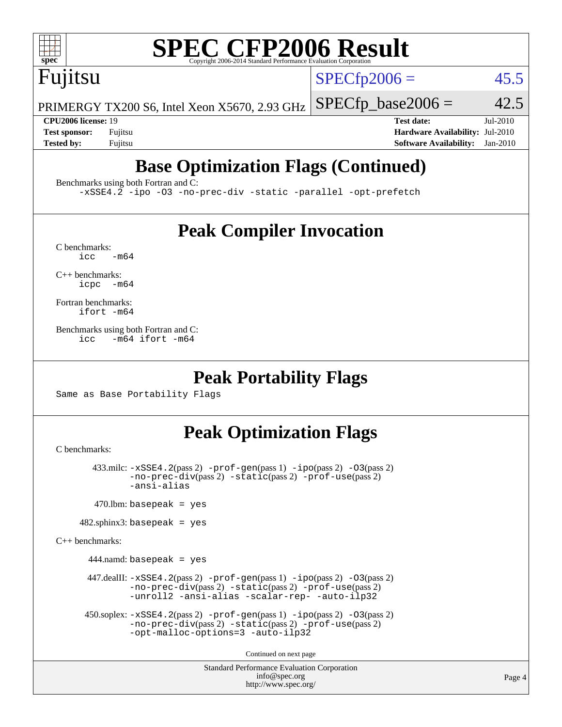# SPEC CFP2006 Result

Copyright 2006-2014 Standard Performance Evaluation Corporation

## Fujitsu

PRIMERGY TX200 S6, Intel Xeon X5670, 2.93 GHz

SPECfp2006 = 45.5

SPECfp_base2006 = 42.5

| | | | |
|---|---|---|---|
| **CPU2006 license:** 19 | | **Test date:** | Jul-2010 |
| **Test sponsor:** | Fujitsu | **Hardware Availability:** | Jul-2010 |
| **Tested by:** | Fujitsu | **Software Availability:** | Jan-2010 |

## Base Optimization Flags (Continued)

Benchmarks using both Fortran and C:

```
-xSSE4.2 -ipo -O3 -no-prec-div -static -parallel -opt-prefetch
```

## Peak Compiler Invocation

C benchmarks:

```
icc   -m64
```

C++ benchmarks:

```
icpc  -m64
```

Fortran benchmarks:

```
ifort -m64
```

Benchmarks using both Fortran and C:

```
icc   -m64 ifort -m64
```

## Peak Portability Flags

Same as Base Portability Flags

## Peak Optimization Flags

C benchmarks:

433.milc: -xSSE4.2(pass 2) -prof-gen(pass 1) -ipo(pass 2) -O3(pass 2) -no-prec-div(pass 2) -static(pass 2) -prof-use(pass 2) -ansi-alias

470.lbm: basepeak = yes

482.sphinx3: basepeak = yes

C++ benchmarks:

444.namd: basepeak = yes

447.dealII: -xSSE4.2(pass 2) -prof-gen(pass 1) -ipo(pass 2) -O3(pass 2) -no-prec-div(pass 2) -static(pass 2) -prof-use(pass 2) -unroll2 -ansi-alias -scalar-rep- -auto-ilp32

450.soplex: -xSSE4.2(pass 2) -prof-gen(pass 1) -ipo(pass 2) -O3(pass 2) -no-prec-div(pass 2) -static(pass 2) -prof-use(pass 2) -opt-malloc-options=3 -auto-ilp32

Continued on next page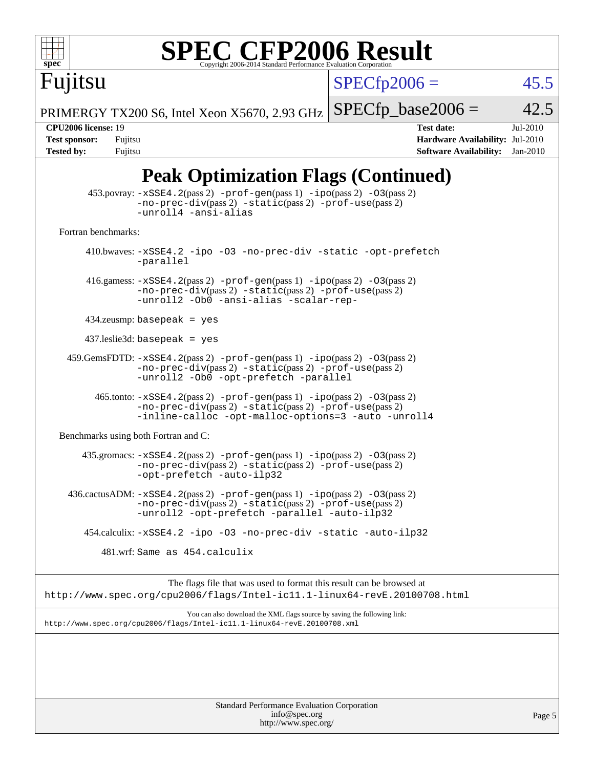# Peak Optimization Flags (Continued)

453.povray: -xSSE4.2(pass 2) -prof-gen(pass 1) -ipo(pass 2) -O3(pass 2) -no-prec-div(pass 2) -static(pass 2) -prof-use(pass 2) -unroll4 -ansi-alias

Fortran benchmarks:

410.bwaves: -xSSE4.2 -ipo -O3 -no-prec-div -static -opt-prefetch -parallel

416.gamess: -xSSE4.2(pass 2) -prof-gen(pass 1) -ipo(pass 2) -O3(pass 2) -no-prec-div(pass 2) -static(pass 2) -prof-use(pass 2) -unroll2 -Ob0 -ansi-alias -scalar-rep-

434.zeusmp: basepeak = yes

437.leslie3d: basepeak = yes

459.GemsFDTD: -xSSE4.2(pass 2) -prof-gen(pass 1) -ipo(pass 2) -O3(pass 2) -no-prec-div(pass 2) -static(pass 2) -prof-use(pass 2) -unroll2 -Ob0 -opt-prefetch -parallel

465.tonto: -xSSE4.2(pass 2) -prof-gen(pass 1) -ipo(pass 2) -O3(pass 2) -no-prec-div(pass 2) -static(pass 2) -prof-use(pass 2) -inline-calloc -opt-malloc-options=3 -auto -unroll4

Benchmarks using both Fortran and C:

435.gromacs: -xSSE4.2(pass 2) -prof-gen(pass 1) -ipo(pass 2) -O3(pass 2) -no-prec-div(pass 2) -static(pass 2) -prof-use(pass 2) -opt-prefetch -auto-ilp32

436.cactusADM: -xSSE4.2(pass 2) -prof-gen(pass 1) -ipo(pass 2) -O3(pass 2) -no-prec-div(pass 2) -static(pass 2) -prof-use(pass 2) -unroll2 -opt-prefetch -parallel -auto-ilp32

454.calculix: -xSSE4.2 -ipo -O3 -no-prec-div -static -auto-ilp32

481.wrf: Same as 454.calculix

The flags file that was used to format this result can be browsed at
http://www.spec.org/cpu2006/flags/Intel-ic11.1-linux64-revE.20100708.html

You can also download the XML flags source by saving the following link:
http://www.spec.org/cpu2006/flags/Intel-ic11.1-linux64-revE.20100708.xml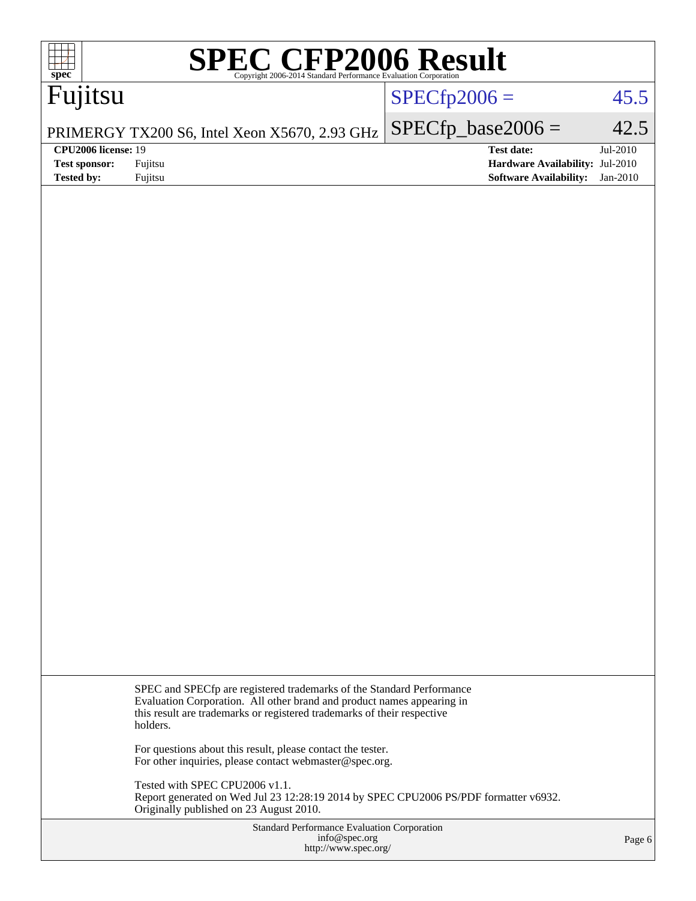SPEC and SPECfp are registered trademarks of the Standard Performance Evaluation Corporation. All other brand and product names appearing in this result are trademarks or registered trademarks of their respective holders.

For questions about this result, please contact the tester.
For other inquiries, please contact webmaster@spec.org.

Tested with SPEC CPU2006 v1.1.
Report generated on Wed Jul 23 12:28:19 2014 by SPEC CPU2006 PS/PDF formatter v6932.
Originally published on 23 August 2010.